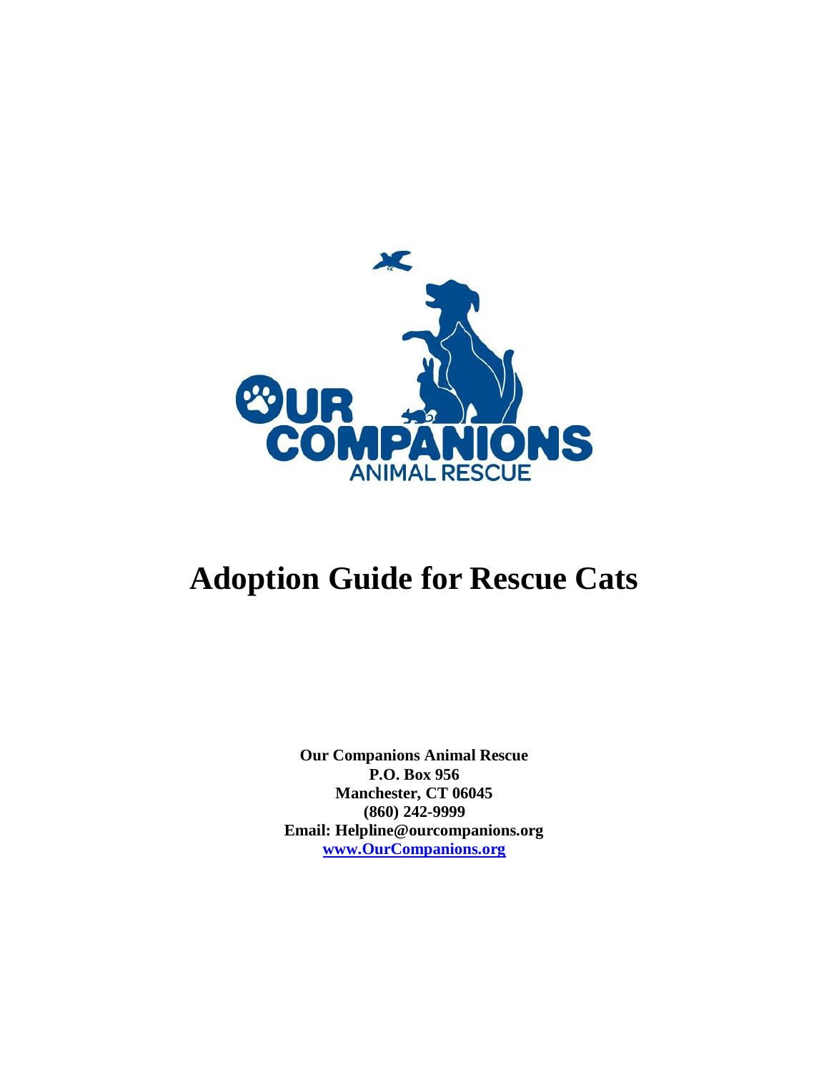# Adoption Guide for Rescue Cats

**Our Companions Animal Rescue**
**P.O. Box 956**
**Manchester, CT 06045**
**(860) 242-9999**
**Email: Helpline@ourcompanions.org**
**[www.OurCompanions.org](http://www.OurCompanions.org)**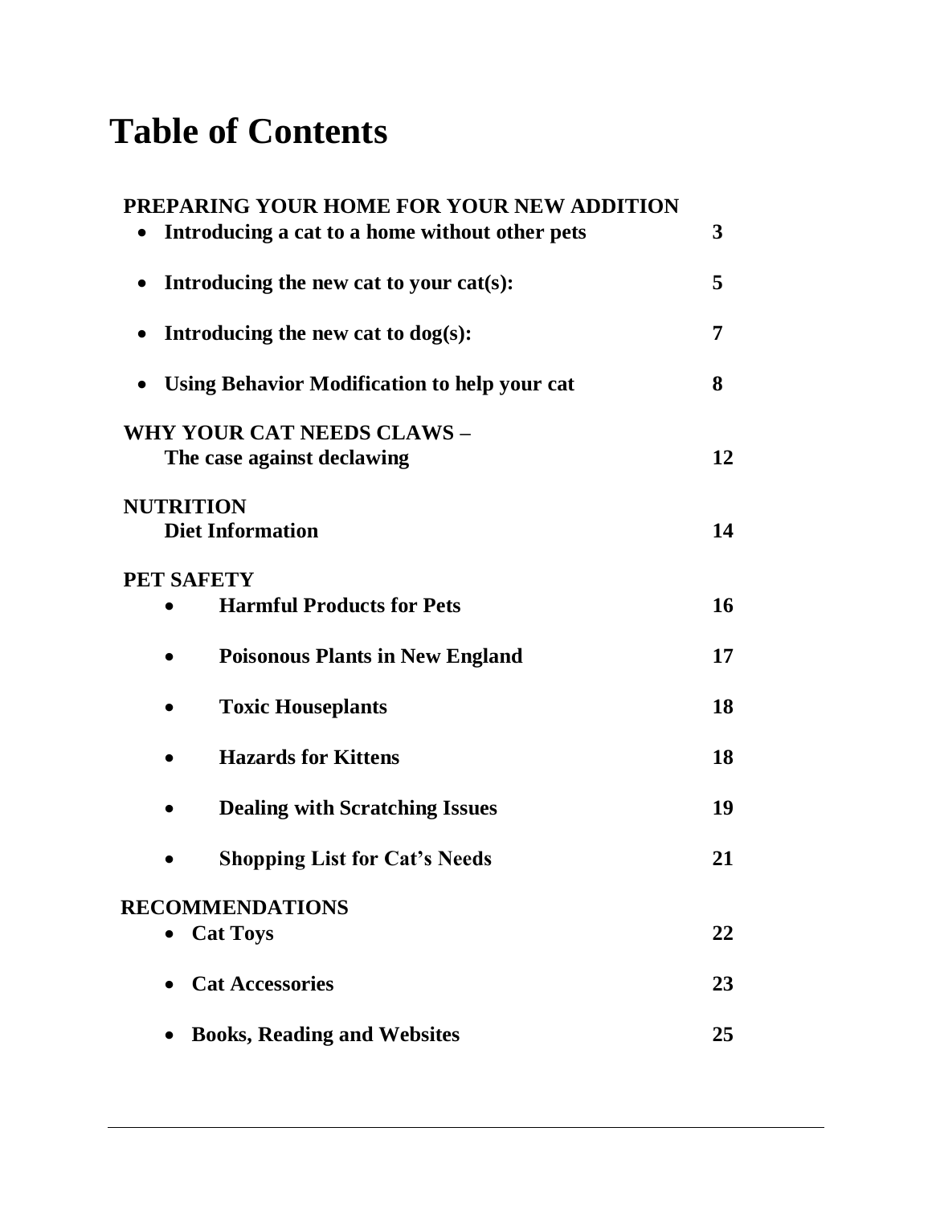# Table of Contents

**PREPARING YOUR HOME FOR YOUR NEW ADDITION**

- **Introducing a cat to a home without other pets** — **3**
- **Introducing the new cat to your cat(s):** — **5**
- **Introducing the new cat to dog(s):** — **7**
- **Using Behavior Modification to help your cat** — **8**

**WHY YOUR CAT NEEDS CLAWS –**
**The case against declawing** — **12**

**NUTRITION**
**Diet Information** — **14**

**PET SAFETY**

- **Harmful Products for Pets** — **16**
- **Poisonous Plants in New England** — **17**
- **Toxic Houseplants** — **18**
- **Hazards for Kittens** — **18**
- **Dealing with Scratching Issues** — **19**
- **Shopping List for Cat's Needs** — **21**

**RECOMMENDATIONS**

- **Cat Toys** — **22**
- **Cat Accessories** — **23**
- **Books, Reading and Websites** — **25**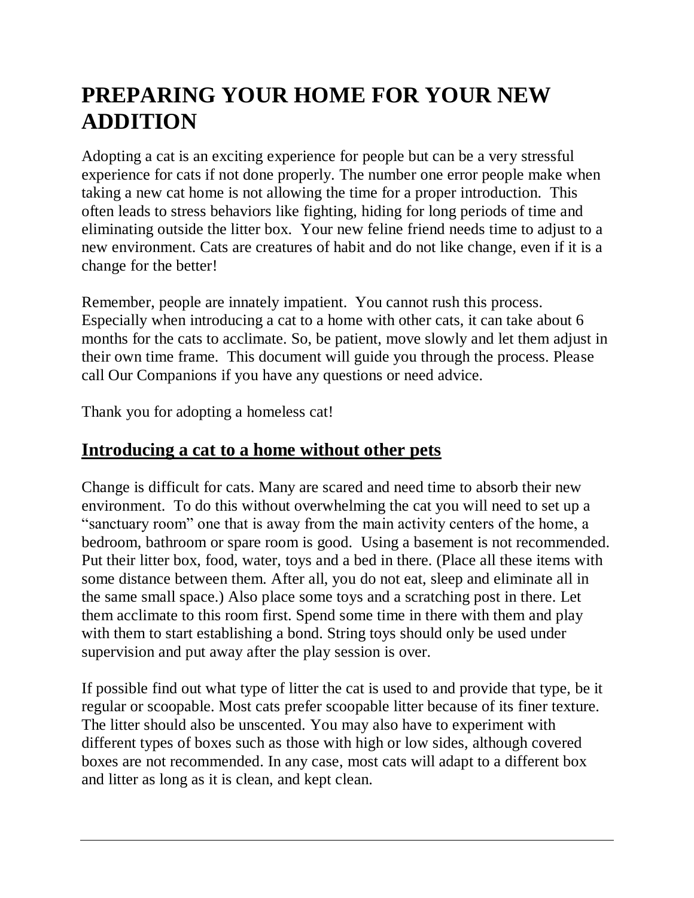# PREPARING YOUR HOME FOR YOUR NEW ADDITION

Adopting a cat is an exciting experience for people but can be a very stressful experience for cats if not done properly. The number one error people make when taking a new cat home is not allowing the time for a proper introduction. This often leads to stress behaviors like fighting, hiding for long periods of time and eliminating outside the litter box. Your new feline friend needs time to adjust to a new environment. Cats are creatures of habit and do not like change, even if it is a change for the better!

Remember, people are innately impatient. You cannot rush this process. Especially when introducing a cat to a home with other cats, it can take about 6 months for the cats to acclimate. So, be patient, move slowly and let them adjust in their own time frame. This document will guide you through the process. Please call Our Companions if you have any questions or need advice.

Thank you for adopting a homeless cat!

## Introducing a cat to a home without other pets

Change is difficult for cats. Many are scared and need time to absorb their new environment. To do this without overwhelming the cat you will need to set up a "sanctuary room" one that is away from the main activity centers of the home, a bedroom, bathroom or spare room is good. Using a basement is not recommended. Put their litter box, food, water, toys and a bed in there. (Place all these items with some distance between them. After all, you do not eat, sleep and eliminate all in the same small space.) Also place some toys and a scratching post in there. Let them acclimate to this room first. Spend some time in there with them and play with them to start establishing a bond. String toys should only be used under supervision and put away after the play session is over.

If possible find out what type of litter the cat is used to and provide that type, be it regular or scoopable. Most cats prefer scoopable litter because of its finer texture. The litter should also be unscented. You may also have to experiment with different types of boxes such as those with high or low sides, although covered boxes are not recommended. In any case, most cats will adapt to a different box and litter as long as it is clean, and kept clean.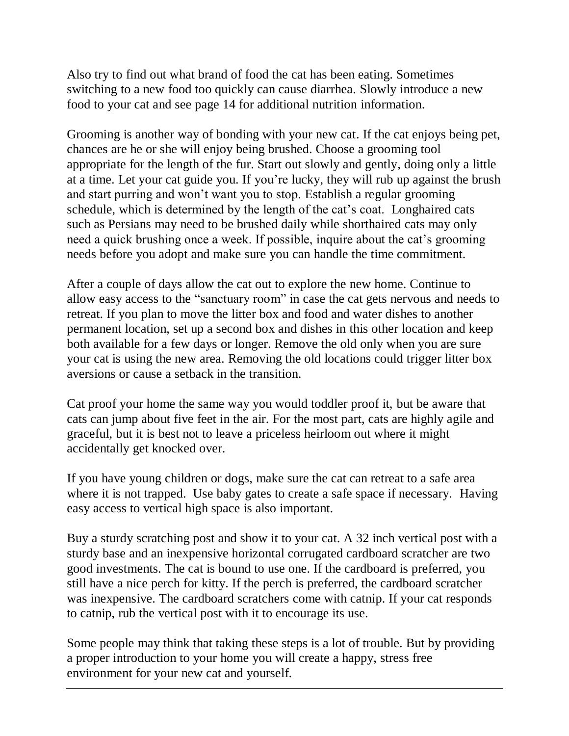Also try to find out what brand of food the cat has been eating. Sometimes switching to a new food too quickly can cause diarrhea. Slowly introduce a new food to your cat and see page 14 for additional nutrition information.

Grooming is another way of bonding with your new cat. If the cat enjoys being pet, chances are he or she will enjoy being brushed. Choose a grooming tool appropriate for the length of the fur. Start out slowly and gently, doing only a little at a time. Let your cat guide you. If you're lucky, they will rub up against the brush and start purring and won't want you to stop. Establish a regular grooming schedule, which is determined by the length of the cat's coat. Longhaired cats such as Persians may need to be brushed daily while shorthaired cats may only need a quick brushing once a week. If possible, inquire about the cat's grooming needs before you adopt and make sure you can handle the time commitment.

After a couple of days allow the cat out to explore the new home. Continue to allow easy access to the "sanctuary room" in case the cat gets nervous and needs to retreat. If you plan to move the litter box and food and water dishes to another permanent location, set up a second box and dishes in this other location and keep both available for a few days or longer. Remove the old only when you are sure your cat is using the new area. Removing the old locations could trigger litter box aversions or cause a setback in the transition.

Cat proof your home the same way you would toddler proof it, but be aware that cats can jump about five feet in the air. For the most part, cats are highly agile and graceful, but it is best not to leave a priceless heirloom out where it might accidentally get knocked over.

If you have young children or dogs, make sure the cat can retreat to a safe area where it is not trapped. Use baby gates to create a safe space if necessary. Having easy access to vertical high space is also important.

Buy a sturdy scratching post and show it to your cat. A 32 inch vertical post with a sturdy base and an inexpensive horizontal corrugated cardboard scratcher are two good investments. The cat is bound to use one. If the cardboard is preferred, you still have a nice perch for kitty. If the perch is preferred, the cardboard scratcher was inexpensive. The cardboard scratchers come with catnip. If your cat responds to catnip, rub the vertical post with it to encourage its use.

Some people may think that taking these steps is a lot of trouble. But by providing a proper introduction to your home you will create a happy, stress free environment for your new cat and yourself.

---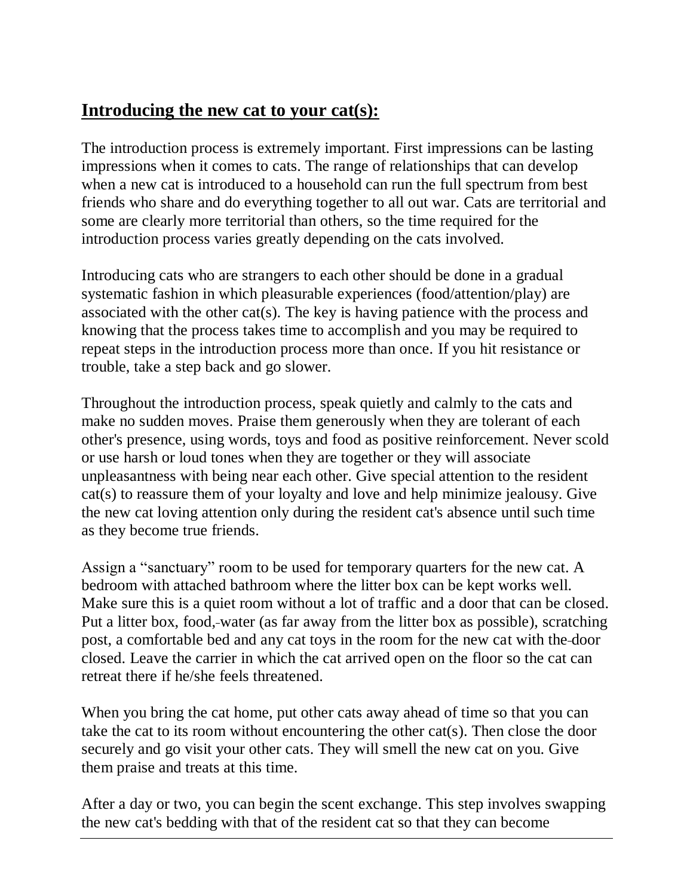## **Introducing the new cat to your cat(s):**

The introduction process is extremely important. First impressions can be lasting impressions when it comes to cats. The range of relationships that can develop when a new cat is introduced to a household can run the full spectrum from best friends who share and do everything together to all out war. Cats are territorial and some are clearly more territorial than others, so the time required for the introduction process varies greatly depending on the cats involved.

Introducing cats who are strangers to each other should be done in a gradual systematic fashion in which pleasurable experiences (food/attention/play) are associated with the other cat(s). The key is having patience with the process and knowing that the process takes time to accomplish and you may be required to repeat steps in the introduction process more than once. If you hit resistance or trouble, take a step back and go slower.

Throughout the introduction process, speak quietly and calmly to the cats and make no sudden moves. Praise them generously when they are tolerant of each other's presence, using words, toys and food as positive reinforcement. Never scold or use harsh or loud tones when they are together or they will associate unpleasantness with being near each other. Give special attention to the resident cat(s) to reassure them of your loyalty and love and help minimize jealousy. Give the new cat loving attention only during the resident cat's absence until such time as they become true friends.

Assign a “sanctuary” room to be used for temporary quarters for the new cat. A bedroom with attached bathroom where the litter box can be kept works well. Make sure this is a quiet room without a lot of traffic and a door that can be closed. Put a litter box, food, water (as far away from the litter box as possible), scratching post, a comfortable bed and any cat toys in the room for the new cat with the door closed. Leave the carrier in which the cat arrived open on the floor so the cat can retreat there if he/she feels threatened.

When you bring the cat home, put other cats away ahead of time so that you can take the cat to its room without encountering the other cat(s). Then close the door securely and go visit your other cats. They will smell the new cat on you. Give them praise and treats at this time.

After a day or two, you can begin the scent exchange. This step involves swapping the new cat's bedding with that of the resident cat so that they can become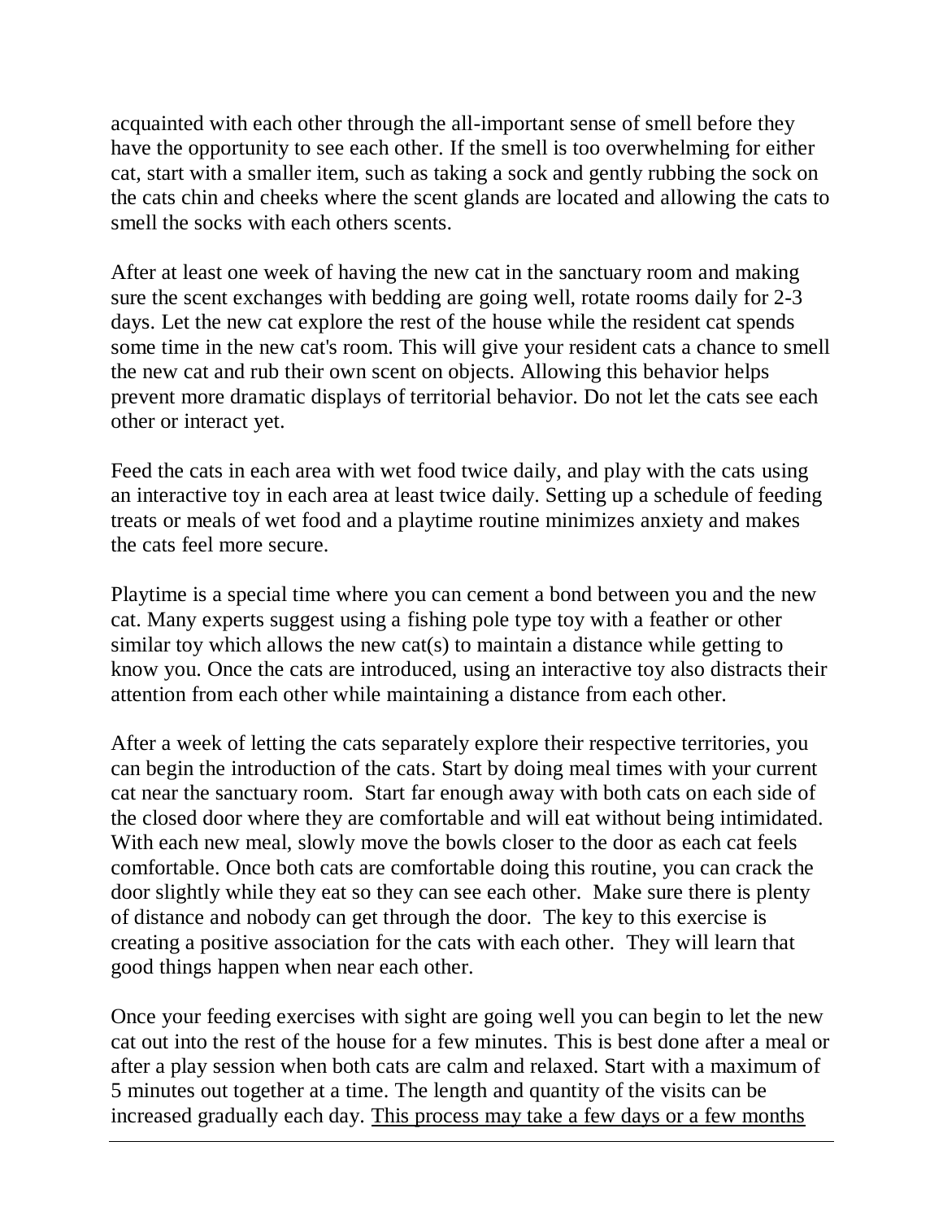acquainted with each other through the all-important sense of smell before they have the opportunity to see each other. If the smell is too overwhelming for either cat, start with a smaller item, such as taking a sock and gently rubbing the sock on the cats chin and cheeks where the scent glands are located and allowing the cats to smell the socks with each others scents.

After at least one week of having the new cat in the sanctuary room and making sure the scent exchanges with bedding are going well, rotate rooms daily for 2-3 days. Let the new cat explore the rest of the house while the resident cat spends some time in the new cat's room. This will give your resident cats a chance to smell the new cat and rub their own scent on objects. Allowing this behavior helps prevent more dramatic displays of territorial behavior. Do not let the cats see each other or interact yet.

Feed the cats in each area with wet food twice daily, and play with the cats using an interactive toy in each area at least twice daily. Setting up a schedule of feeding treats or meals of wet food and a playtime routine minimizes anxiety and makes the cats feel more secure.

Playtime is a special time where you can cement a bond between you and the new cat. Many experts suggest using a fishing pole type toy with a feather or other similar toy which allows the new cat(s) to maintain a distance while getting to know you. Once the cats are introduced, using an interactive toy also distracts their attention from each other while maintaining a distance from each other.

After a week of letting the cats separately explore their respective territories, you can begin the introduction of the cats. Start by doing meal times with your current cat near the sanctuary room. Start far enough away with both cats on each side of the closed door where they are comfortable and will eat without being intimidated. With each new meal, slowly move the bowls closer to the door as each cat feels comfortable. Once both cats are comfortable doing this routine, you can crack the door slightly while they eat so they can see each other. Make sure there is plenty of distance and nobody can get through the door. The key to this exercise is creating a positive association for the cats with each other. They will learn that good things happen when near each other.

Once your feeding exercises with sight are going well you can begin to let the new cat out into the rest of the house for a few minutes. This is best done after a meal or after a play session when both cats are calm and relaxed. Start with a maximum of 5 minutes out together at a time. The length and quantity of the visits can be increased gradually each day. <u>This process may take a few days or a few months</u>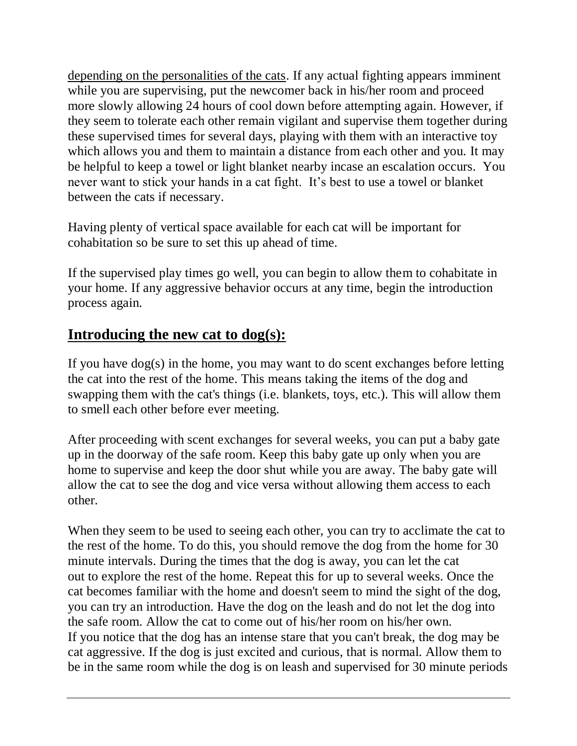depending on the personalities of the cats. If any actual fighting appears imminent while you are supervising, put the newcomer back in his/her room and proceed more slowly allowing 24 hours of cool down before attempting again. However, if they seem to tolerate each other remain vigilant and supervise them together during these supervised times for several days, playing with them with an interactive toy which allows you and them to maintain a distance from each other and you. It may be helpful to keep a towel or light blanket nearby incase an escalation occurs. You never want to stick your hands in a cat fight. It's best to use a towel or blanket between the cats if necessary.

Having plenty of vertical space available for each cat will be important for cohabitation so be sure to set this up ahead of time.

If the supervised play times go well, you can begin to allow them to cohabitate in your home. If any aggressive behavior occurs at any time, begin the introduction process again.

## Introducing the new cat to dog(s):

If you have dog(s) in the home, you may want to do scent exchanges before letting the cat into the rest of the home. This means taking the items of the dog and swapping them with the cat's things (i.e. blankets, toys, etc.). This will allow them to smell each other before ever meeting.

After proceeding with scent exchanges for several weeks, you can put a baby gate up in the doorway of the safe room. Keep this baby gate up only when you are home to supervise and keep the door shut while you are away. The baby gate will allow the cat to see the dog and vice versa without allowing them access to each other.

When they seem to be used to seeing each other, you can try to acclimate the cat to the rest of the home. To do this, you should remove the dog from the home for 30 minute intervals. During the times that the dog is away, you can let the cat out to explore the rest of the home. Repeat this for up to several weeks. Once the cat becomes familiar with the home and doesn't seem to mind the sight of the dog, you can try an introduction. Have the dog on the leash and do not let the dog into the safe room. Allow the cat to come out of his/her room on his/her own.
If you notice that the dog has an intense stare that you can't break, the dog may be cat aggressive. If the dog is just excited and curious, that is normal. Allow them to be in the same room while the dog is on leash and supervised for 30 minute periods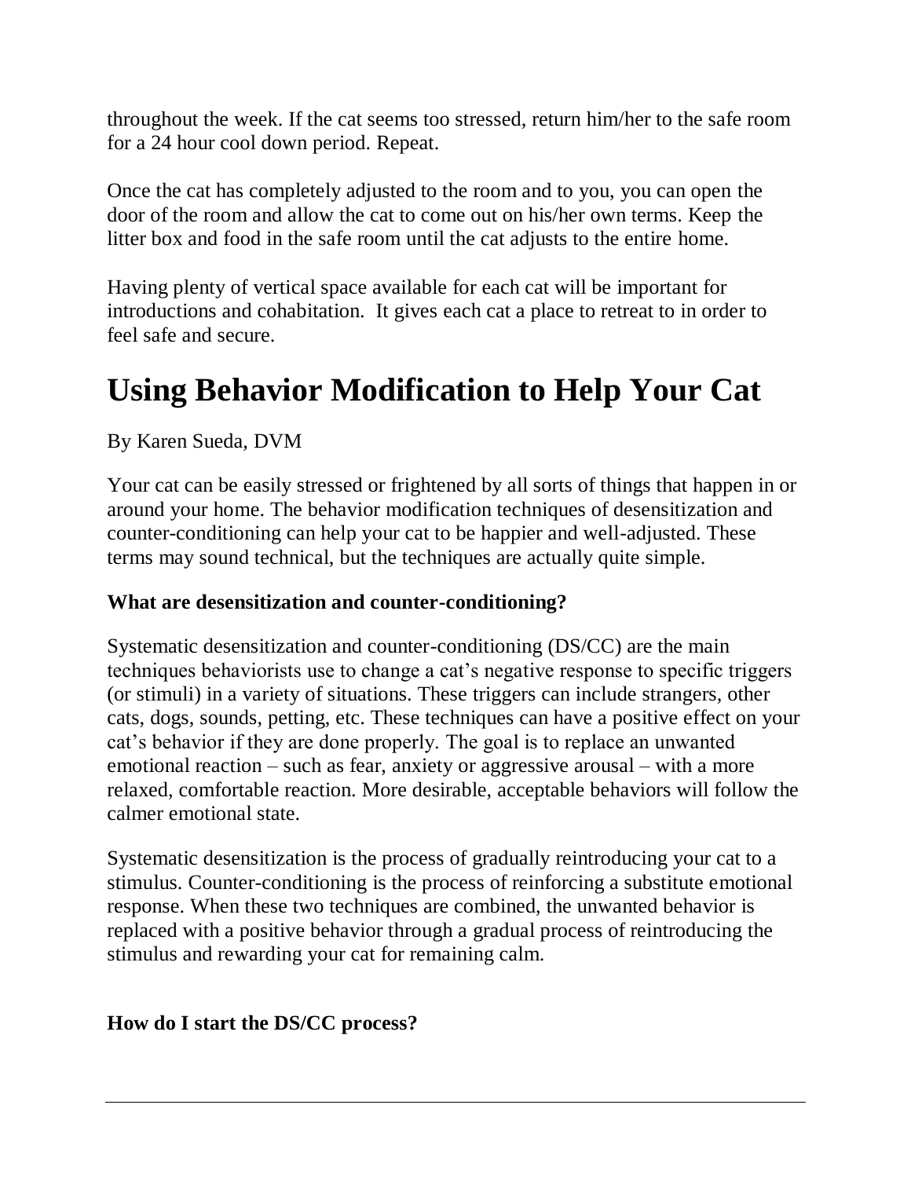throughout the week. If the cat seems too stressed, return him/her to the safe room for a 24 hour cool down period. Repeat.

Once the cat has completely adjusted to the room and to you, you can open the door of the room and allow the cat to come out on his/her own terms. Keep the litter box and food in the safe room until the cat adjusts to the entire home.

Having plenty of vertical space available for each cat will be important for introductions and cohabitation. It gives each cat a place to retreat to in order to feel safe and secure.

# Using Behavior Modification to Help Your Cat

By Karen Sueda, DVM

Your cat can be easily stressed or frightened by all sorts of things that happen in or around your home. The behavior modification techniques of desensitization and counter-conditioning can help your cat to be happier and well-adjusted. These terms may sound technical, but the techniques are actually quite simple.

### What are desensitization and counter-conditioning?

Systematic desensitization and counter-conditioning (DS/CC) are the main techniques behaviorists use to change a cat's negative response to specific triggers (or stimuli) in a variety of situations. These triggers can include strangers, other cats, dogs, sounds, petting, etc. These techniques can have a positive effect on your cat's behavior if they are done properly. The goal is to replace an unwanted emotional reaction – such as fear, anxiety or aggressive arousal – with a more relaxed, comfortable reaction. More desirable, acceptable behaviors will follow the calmer emotional state.

Systematic desensitization is the process of gradually reintroducing your cat to a stimulus. Counter-conditioning is the process of reinforcing a substitute emotional response. When these two techniques are combined, the unwanted behavior is replaced with a positive behavior through a gradual process of reintroducing the stimulus and rewarding your cat for remaining calm.

### How do I start the DS/CC process?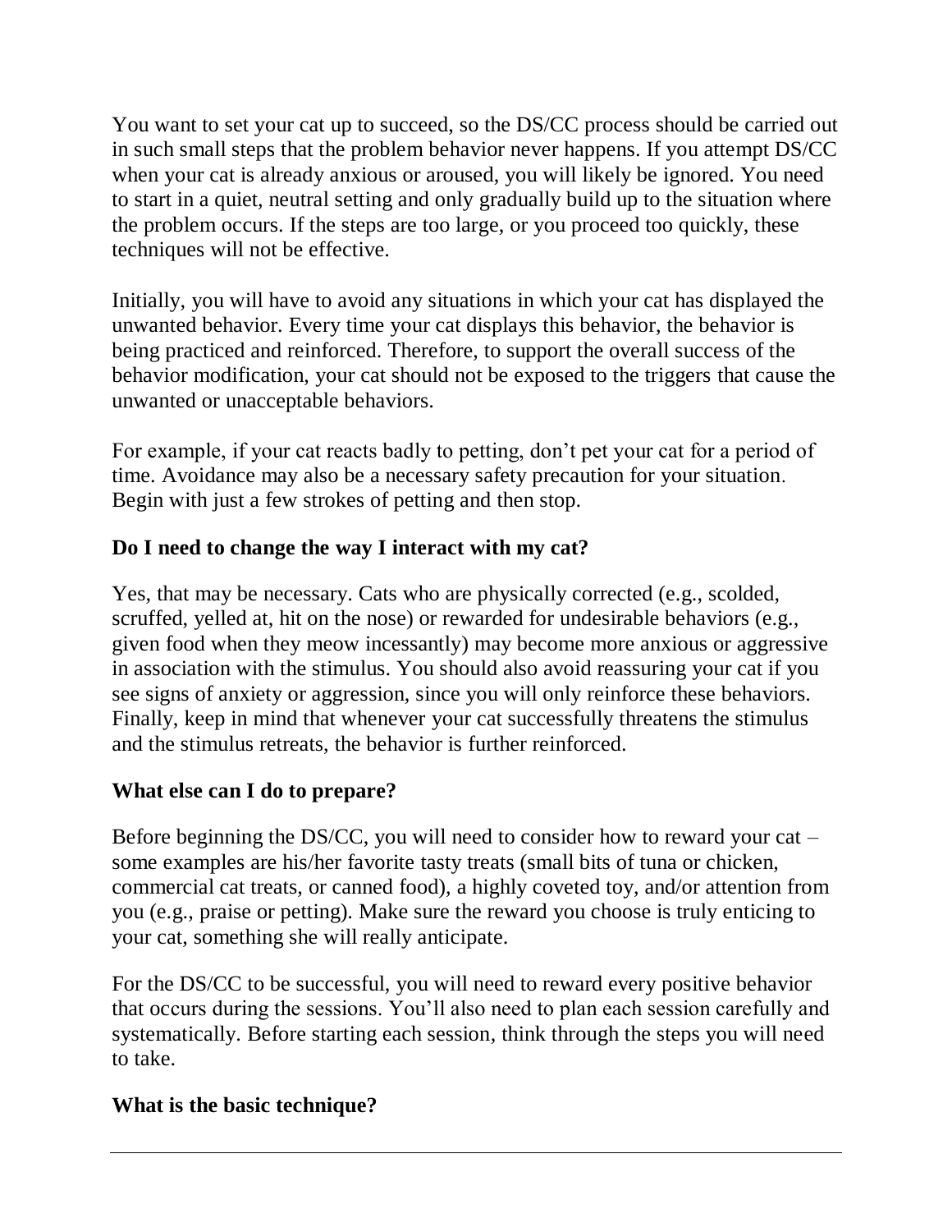You want to set your cat up to succeed, so the DS/CC process should be carried out in such small steps that the problem behavior never happens. If you attempt DS/CC when your cat is already anxious or aroused, you will likely be ignored. You need to start in a quiet, neutral setting and only gradually build up to the situation where the problem occurs. If the steps are too large, or you proceed too quickly, these techniques will not be effective.

Initially, you will have to avoid any situations in which your cat has displayed the unwanted behavior. Every time your cat displays this behavior, the behavior is being practiced and reinforced. Therefore, to support the overall success of the behavior modification, your cat should not be exposed to the triggers that cause the unwanted or unacceptable behaviors.

For example, if your cat reacts badly to petting, don't pet your cat for a period of time. Avoidance may also be a necessary safety precaution for your situation. Begin with just a few strokes of petting and then stop.

**Do I need to change the way I interact with my cat?**

Yes, that may be necessary. Cats who are physically corrected (e.g., scolded, scruffed, yelled at, hit on the nose) or rewarded for undesirable behaviors (e.g., given food when they meow incessantly) may become more anxious or aggressive in association with the stimulus. You should also avoid reassuring your cat if you see signs of anxiety or aggression, since you will only reinforce these behaviors. Finally, keep in mind that whenever your cat successfully threatens the stimulus and the stimulus retreats, the behavior is further reinforced.

**What else can I do to prepare?**

Before beginning the DS/CC, you will need to consider how to reward your cat – some examples are his/her favorite tasty treats (small bits of tuna or chicken, commercial cat treats, or canned food), a highly coveted toy, and/or attention from you (e.g., praise or petting). Make sure the reward you choose is truly enticing to your cat, something she will really anticipate.

For the DS/CC to be successful, you will need to reward every positive behavior that occurs during the sessions. You'll also need to plan each session carefully and systematically. Before starting each session, think through the steps you will need to take.

**What is the basic technique?**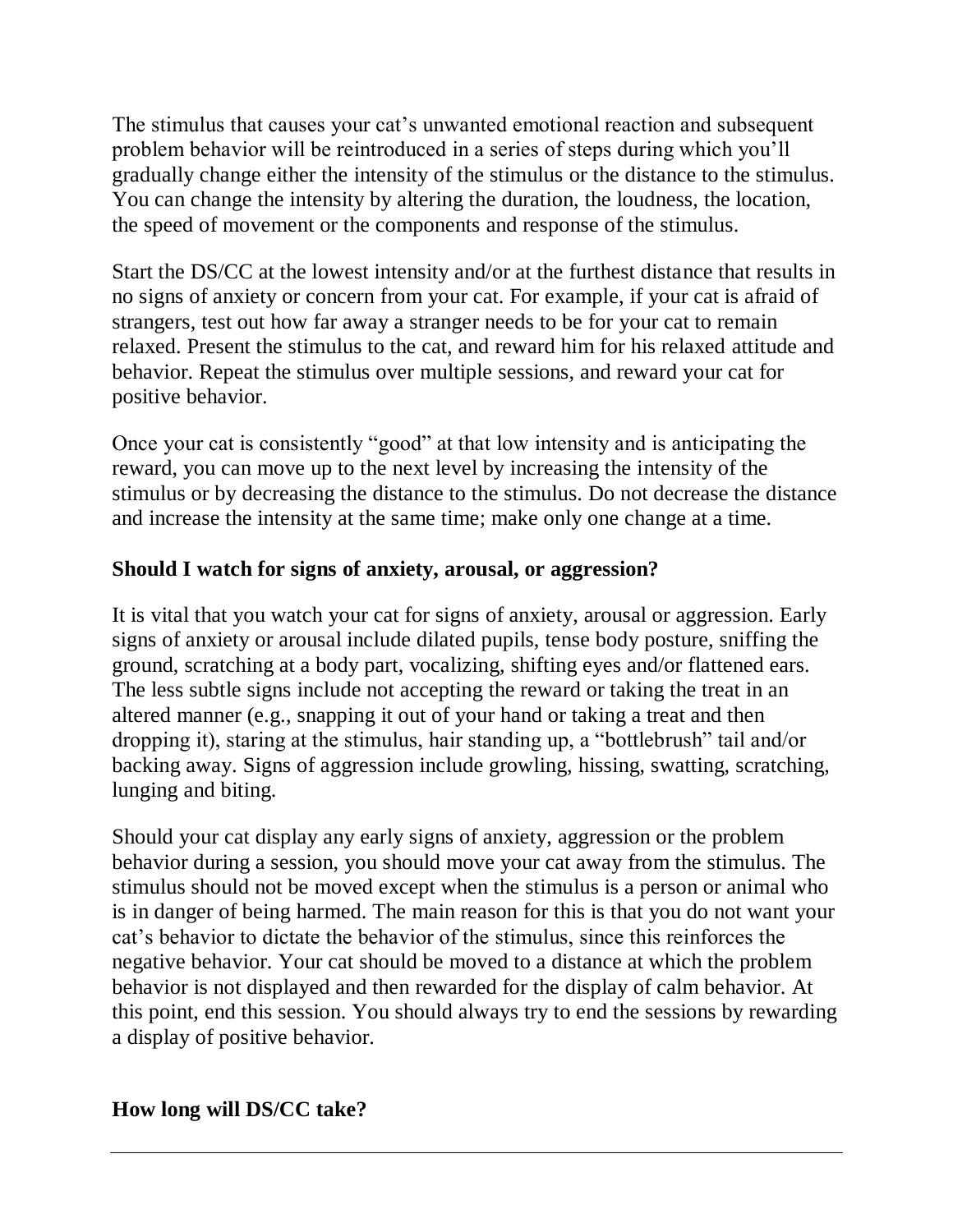The stimulus that causes your cat's unwanted emotional reaction and subsequent problem behavior will be reintroduced in a series of steps during which you'll gradually change either the intensity of the stimulus or the distance to the stimulus. You can change the intensity by altering the duration, the loudness, the location, the speed of movement or the components and response of the stimulus.

Start the DS/CC at the lowest intensity and/or at the furthest distance that results in no signs of anxiety or concern from your cat. For example, if your cat is afraid of strangers, test out how far away a stranger needs to be for your cat to remain relaxed. Present the stimulus to the cat, and reward him for his relaxed attitude and behavior. Repeat the stimulus over multiple sessions, and reward your cat for positive behavior.

Once your cat is consistently "good" at that low intensity and is anticipating the reward, you can move up to the next level by increasing the intensity of the stimulus or by decreasing the distance to the stimulus. Do not decrease the distance and increase the intensity at the same time; make only one change at a time.

**Should I watch for signs of anxiety, arousal, or aggression?**

It is vital that you watch your cat for signs of anxiety, arousal or aggression. Early signs of anxiety or arousal include dilated pupils, tense body posture, sniffing the ground, scratching at a body part, vocalizing, shifting eyes and/or flattened ears. The less subtle signs include not accepting the reward or taking the treat in an altered manner (e.g., snapping it out of your hand or taking a treat and then dropping it), staring at the stimulus, hair standing up, a "bottlebrush" tail and/or backing away. Signs of aggression include growling, hissing, swatting, scratching, lunging and biting.

Should your cat display any early signs of anxiety, aggression or the problem behavior during a session, you should move your cat away from the stimulus. The stimulus should not be moved except when the stimulus is a person or animal who is in danger of being harmed. The main reason for this is that you do not want your cat's behavior to dictate the behavior of the stimulus, since this reinforces the negative behavior. Your cat should be moved to a distance at which the problem behavior is not displayed and then rewarded for the display of calm behavior. At this point, end this session. You should always try to end the sessions by rewarding a display of positive behavior.

**How long will DS/CC take?**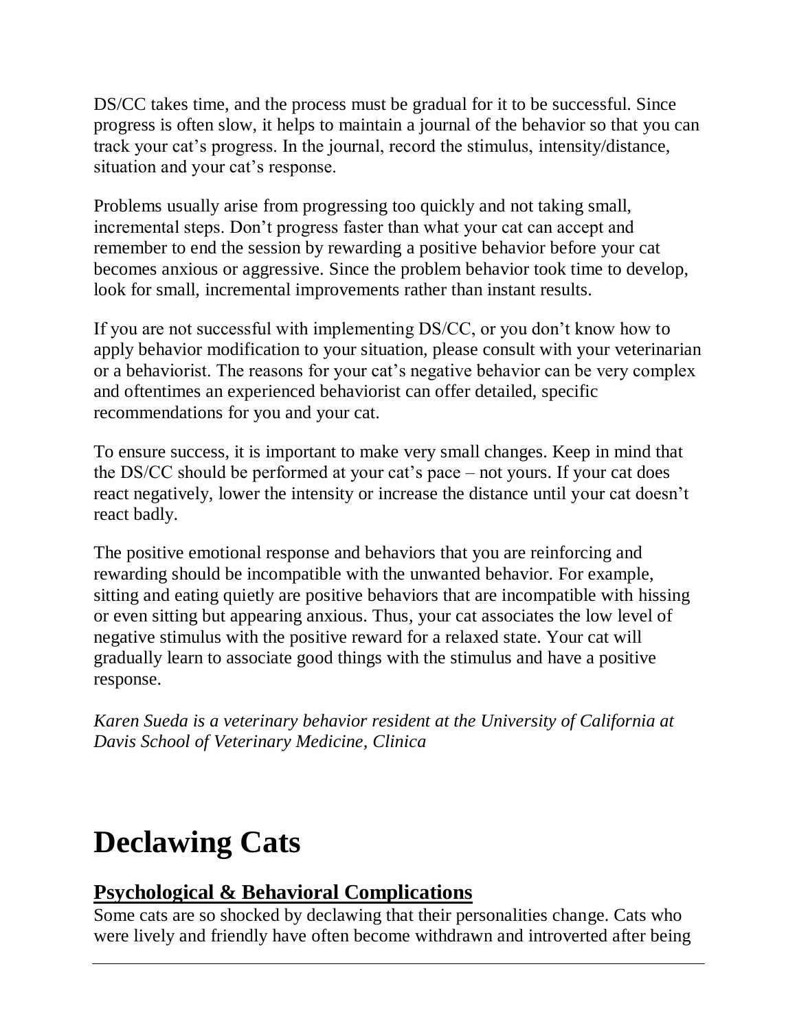DS/CC takes time, and the process must be gradual for it to be successful. Since progress is often slow, it helps to maintain a journal of the behavior so that you can track your cat's progress. In the journal, record the stimulus, intensity/distance, situation and your cat's response.

Problems usually arise from progressing too quickly and not taking small, incremental steps. Don't progress faster than what your cat can accept and remember to end the session by rewarding a positive behavior before your cat becomes anxious or aggressive. Since the problem behavior took time to develop, look for small, incremental improvements rather than instant results.

If you are not successful with implementing DS/CC, or you don't know how to apply behavior modification to your situation, please consult with your veterinarian or a behaviorist. The reasons for your cat's negative behavior can be very complex and oftentimes an experienced behaviorist can offer detailed, specific recommendations for you and your cat.

To ensure success, it is important to make very small changes. Keep in mind that the DS/CC should be performed at your cat's pace – not yours. If your cat does react negatively, lower the intensity or increase the distance until your cat doesn't react badly.

The positive emotional response and behaviors that you are reinforcing and rewarding should be incompatible with the unwanted behavior. For example, sitting and eating quietly are positive behaviors that are incompatible with hissing or even sitting but appearing anxious. Thus, your cat associates the low level of negative stimulus with the positive reward for a relaxed state. Your cat will gradually learn to associate good things with the stimulus and have a positive response.

*Karen Sueda is a veterinary behavior resident at the University of California at Davis School of Veterinary Medicine, Clinica*

# Declawing Cats

## Psychological & Behavioral Complications

Some cats are so shocked by declawing that their personalities change. Cats who were lively and friendly have often become withdrawn and introverted after being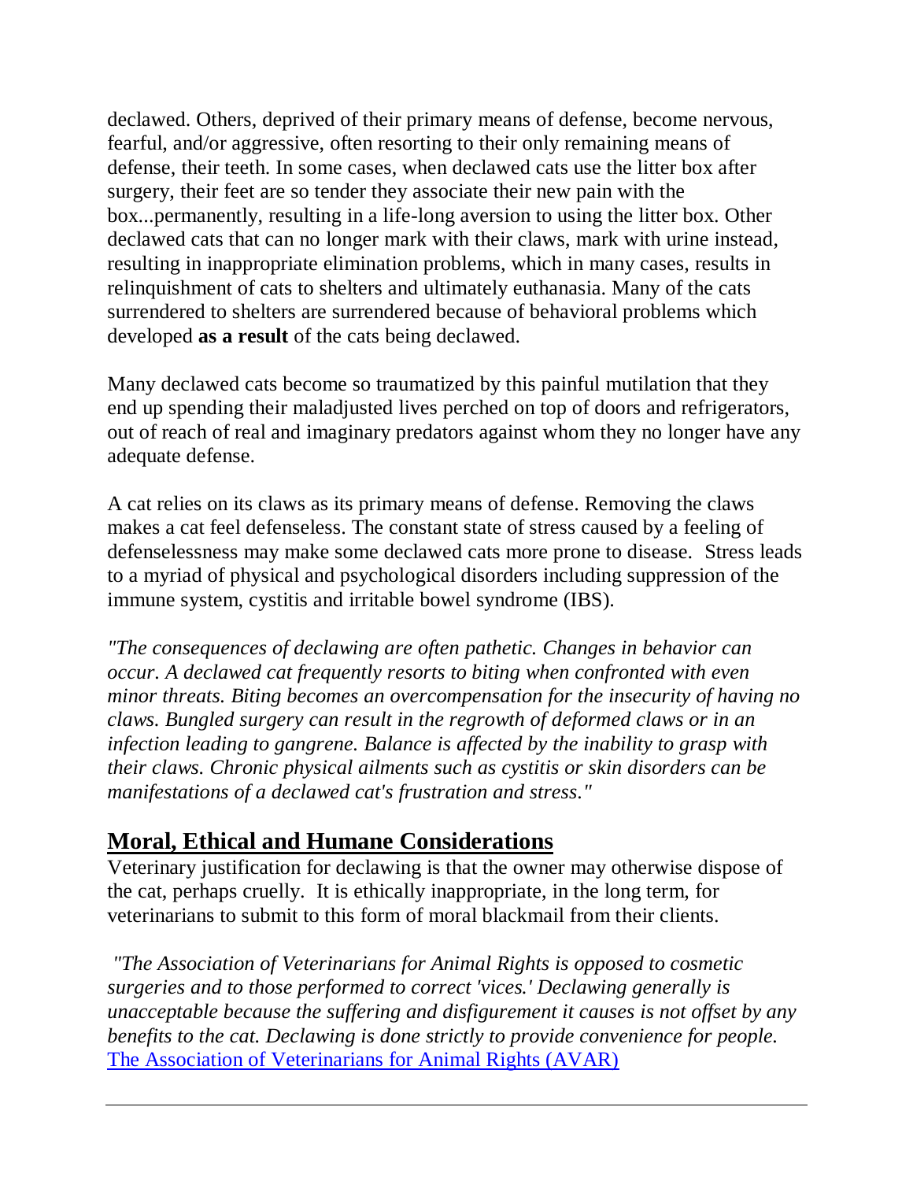declawed. Others, deprived of their primary means of defense, become nervous, fearful, and/or aggressive, often resorting to their only remaining means of defense, their teeth. In some cases, when declawed cats use the litter box after surgery, their feet are so tender they associate their new pain with the box...permanently, resulting in a life-long aversion to using the litter box. Other declawed cats that can no longer mark with their claws, mark with urine instead, resulting in inappropriate elimination problems, which in many cases, results in relinquishment of cats to shelters and ultimately euthanasia. Many of the cats surrendered to shelters are surrendered because of behavioral problems which developed **as a result** of the cats being declawed.

Many declawed cats become so traumatized by this painful mutilation that they end up spending their maladjusted lives perched on top of doors and refrigerators, out of reach of real and imaginary predators against whom they no longer have any adequate defense.

A cat relies on its claws as its primary means of defense. Removing the claws makes a cat feel defenseless. The constant state of stress caused by a feeling of defenselessness may make some declawed cats more prone to disease. Stress leads to a myriad of physical and psychological disorders including suppression of the immune system, cystitis and irritable bowel syndrome (IBS).

*"The consequences of declawing are often pathetic. Changes in behavior can occur. A declawed cat frequently resorts to biting when confronted with even minor threats. Biting becomes an overcompensation for the insecurity of having no claws. Bungled surgery can result in the regrowth of deformed claws or in an infection leading to gangrene. Balance is affected by the inability to grasp with their claws. Chronic physical ailments such as cystitis or skin disorders can be manifestations of a declawed cat's frustration and stress."*

## Moral, Ethical and Humane Considerations

Veterinary justification for declawing is that the owner may otherwise dispose of the cat, perhaps cruelly. It is ethically inappropriate, in the long term, for veterinarians to submit to this form of moral blackmail from their clients.

*"The Association of Veterinarians for Animal Rights is opposed to cosmetic surgeries and to those performed to correct 'vices.' Declawing generally is unacceptable because the suffering and disfigurement it causes is not offset by any benefits to the cat. Declawing is done strictly to provide convenience for people.*
[The Association of Veterinarians for Animal Rights (AVAR)]

---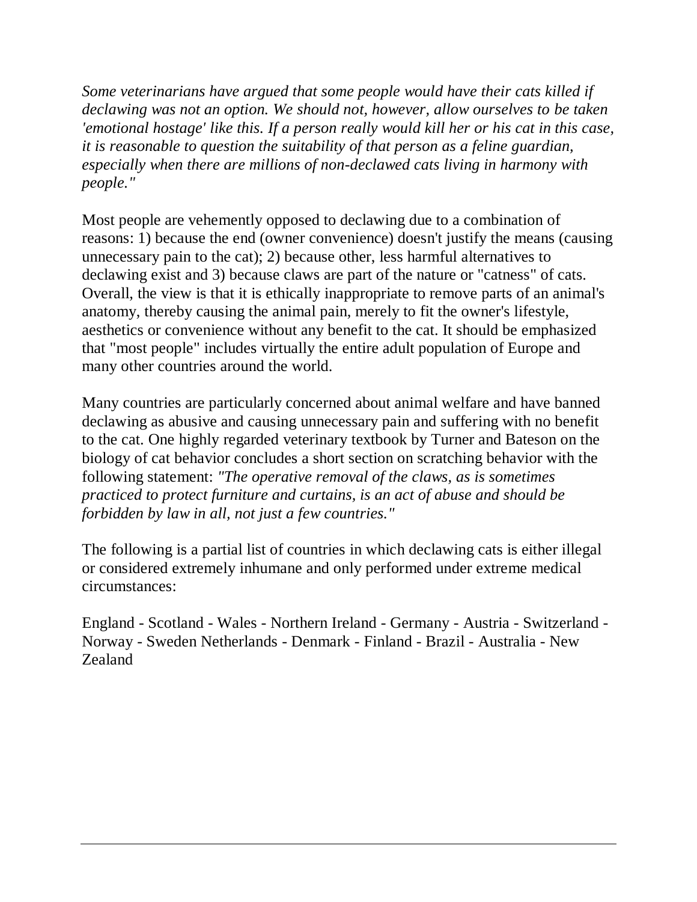*Some veterinarians have argued that some people would have their cats killed if declawing was not an option. We should not, however, allow ourselves to be taken 'emotional hostage' like this. If a person really would kill her or his cat in this case, it is reasonable to question the suitability of that person as a feline guardian, especially when there are millions of non-declawed cats living in harmony with people."*

Most people are vehemently opposed to declawing due to a combination of reasons: 1) because the end (owner convenience) doesn't justify the means (causing unnecessary pain to the cat); 2) because other, less harmful alternatives to declawing exist and 3) because claws are part of the nature or "catness" of cats. Overall, the view is that it is ethically inappropriate to remove parts of an animal's anatomy, thereby causing the animal pain, merely to fit the owner's lifestyle, aesthetics or convenience without any benefit to the cat. It should be emphasized that "most people" includes virtually the entire adult population of Europe and many other countries around the world.

Many countries are particularly concerned about animal welfare and have banned declawing as abusive and causing unnecessary pain and suffering with no benefit to the cat. One highly regarded veterinary textbook by Turner and Bateson on the biology of cat behavior concludes a short section on scratching behavior with the following statement: *"The operative removal of the claws, as is sometimes practiced to protect furniture and curtains, is an act of abuse and should be forbidden by law in all, not just a few countries."*

The following is a partial list of countries in which declawing cats is either illegal or considered extremely inhumane and only performed under extreme medical circumstances:

England - Scotland - Wales - Northern Ireland - Germany - Austria - Switzerland - Norway - Sweden Netherlands - Denmark - Finland - Brazil - Australia - New Zealand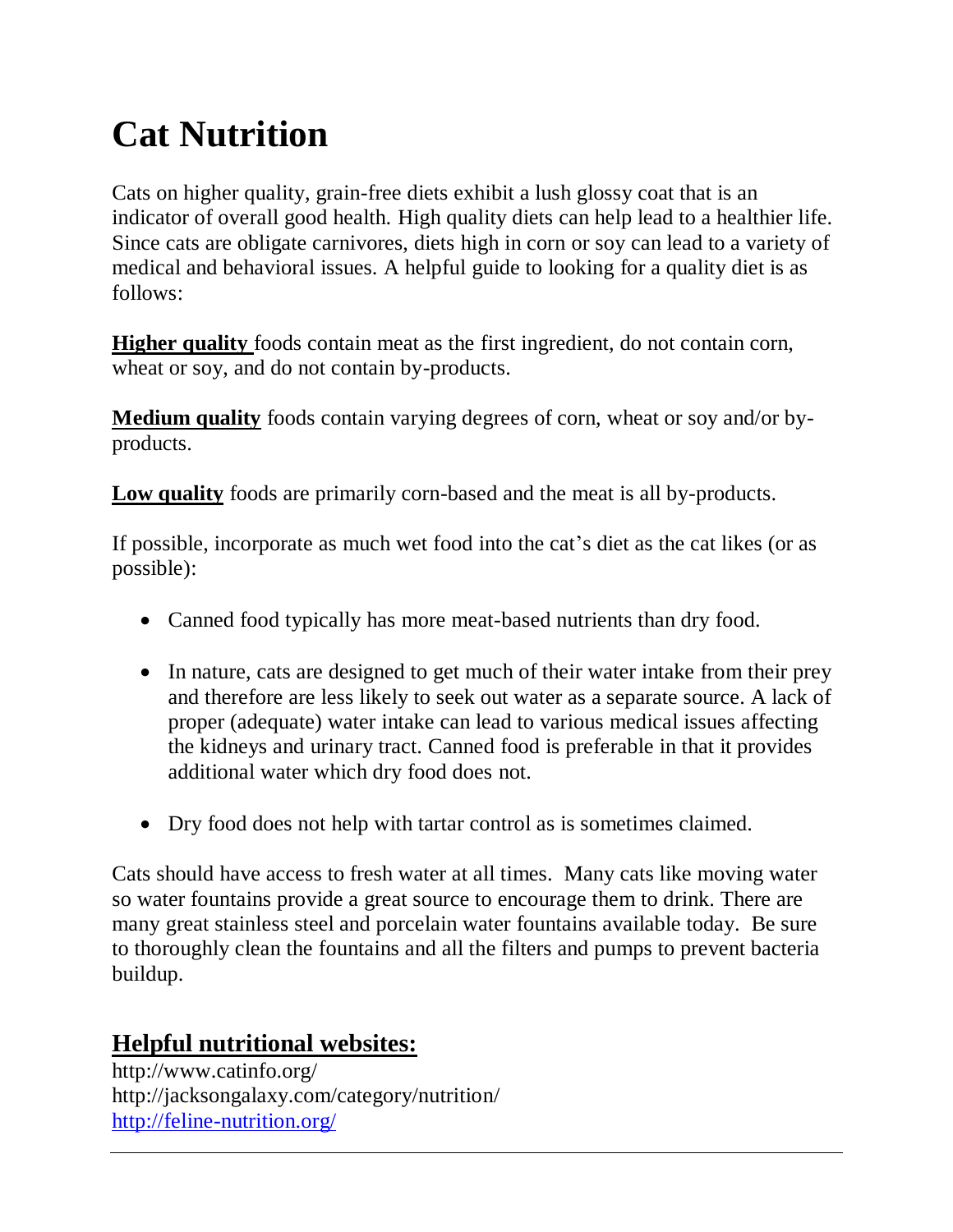# Cat Nutrition

Cats on higher quality, grain-free diets exhibit a lush glossy coat that is an indicator of overall good health. High quality diets can help lead to a healthier life. Since cats are obligate carnivores, diets high in corn or soy can lead to a variety of medical and behavioral issues. A helpful guide to looking for a quality diet is as follows:

**Higher quality** foods contain meat as the first ingredient, do not contain corn, wheat or soy, and do not contain by-products.

**Medium quality** foods contain varying degrees of corn, wheat or soy and/or by-products.

**Low quality** foods are primarily corn-based and the meat is all by-products.

If possible, incorporate as much wet food into the cat's diet as the cat likes (or as possible):

- Canned food typically has more meat-based nutrients than dry food.
- In nature, cats are designed to get much of their water intake from their prey and therefore are less likely to seek out water as a separate source. A lack of proper (adequate) water intake can lead to various medical issues affecting the kidneys and urinary tract. Canned food is preferable in that it provides additional water which dry food does not.
- Dry food does not help with tartar control as is sometimes claimed.

Cats should have access to fresh water at all times. Many cats like moving water so water fountains provide a great source to encourage them to drink. There are many great stainless steel and porcelain water fountains available today. Be sure to thoroughly clean the fountains and all the filters and pumps to prevent bacteria buildup.

## Helpful nutritional websites:

http://www.catinfo.org/
http://jacksongalaxy.com/category/nutrition/
http://feline-nutrition.org/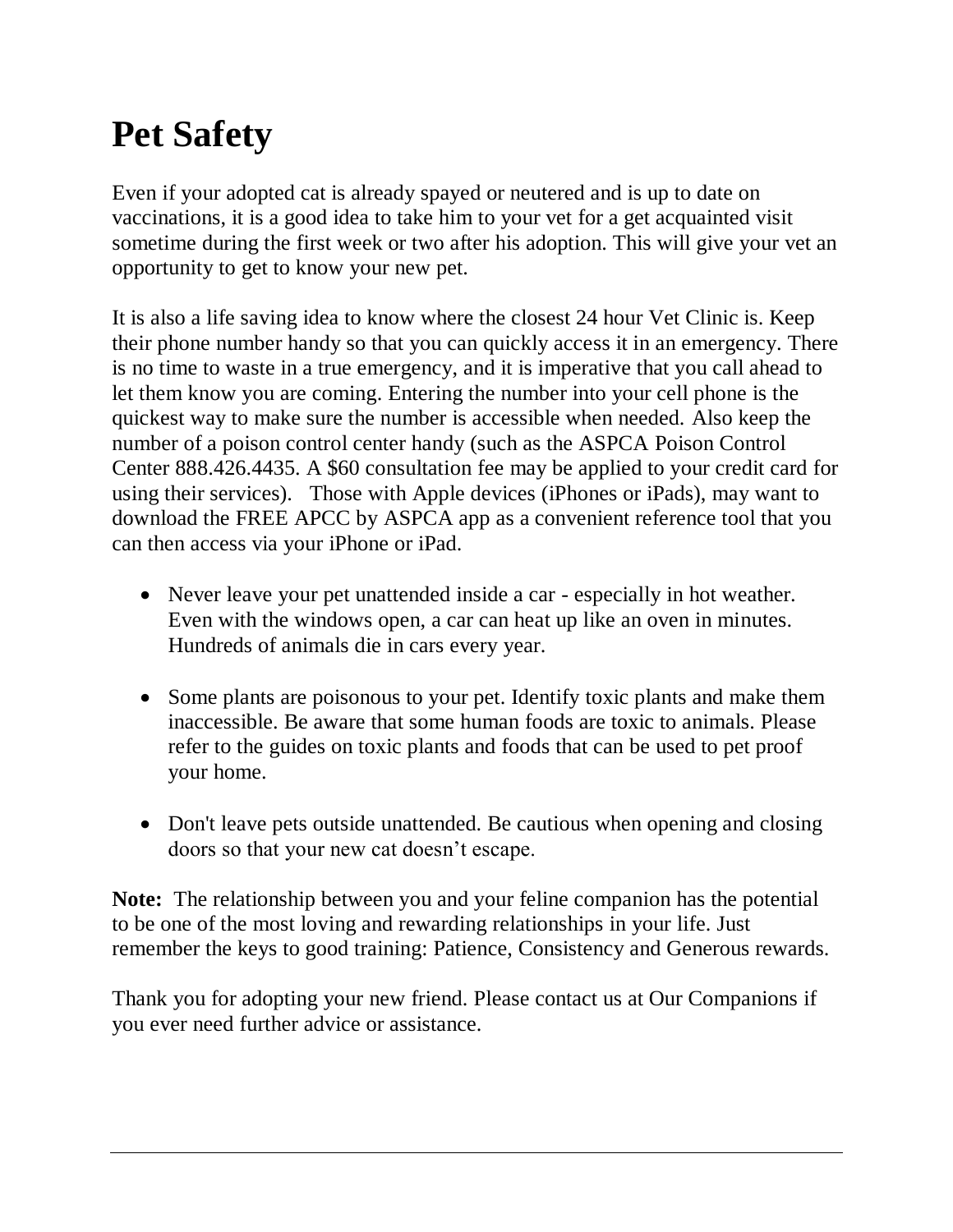# Pet Safety

Even if your adopted cat is already spayed or neutered and is up to date on vaccinations, it is a good idea to take him to your vet for a get acquainted visit sometime during the first week or two after his adoption. This will give your vet an opportunity to get to know your new pet.

It is also a life saving idea to know where the closest 24 hour Vet Clinic is. Keep their phone number handy so that you can quickly access it in an emergency. There is no time to waste in a true emergency, and it is imperative that you call ahead to let them know you are coming. Entering the number into your cell phone is the quickest way to make sure the number is accessible when needed. Also keep the number of a poison control center handy (such as the ASPCA Poison Control Center 888.426.4435. A $60 consultation fee may be applied to your credit card for using their services). Those with Apple devices (iPhones or iPads), may want to download the FREE APCC by ASPCA app as a convenient reference tool that you can then access via your iPhone or iPad.

- Never leave your pet unattended inside a car - especially in hot weather. Even with the windows open, a car can heat up like an oven in minutes. Hundreds of animals die in cars every year.

- Some plants are poisonous to your pet. Identify toxic plants and make them inaccessible. Be aware that some human foods are toxic to animals. Please refer to the guides on toxic plants and foods that can be used to pet proof your home.

- Don't leave pets outside unattended. Be cautious when opening and closing doors so that your new cat doesn't escape.

**Note:** The relationship between you and your feline companion has the potential to be one of the most loving and rewarding relationships in your life. Just remember the keys to good training: Patience, Consistency and Generous rewards.

Thank you for adopting your new friend. Please contact us at Our Companions if you ever need further advice or assistance.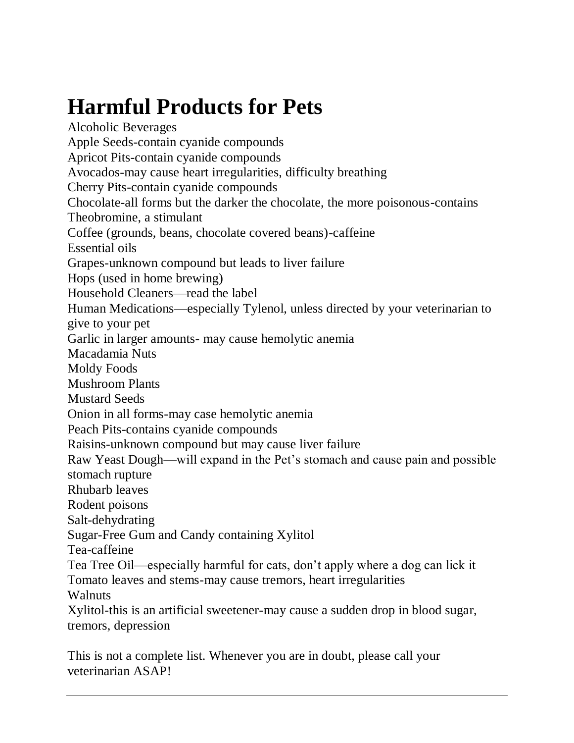# Harmful Products for Pets

Alcoholic Beverages
Apple Seeds-contain cyanide compounds
Apricot Pits-contain cyanide compounds
Avocados-may cause heart irregularities, difficulty breathing
Cherry Pits-contain cyanide compounds
Chocolate-all forms but the darker the chocolate, the more poisonous-contains Theobromine, a stimulant
Coffee (grounds, beans, chocolate covered beans)-caffeine
Essential oils
Grapes-unknown compound but leads to liver failure
Hops (used in home brewing)
Household Cleaners—read the label
Human Medications—especially Tylenol, unless directed by your veterinarian to give to your pet
Garlic in larger amounts- may cause hemolytic anemia
Macadamia Nuts
Moldy Foods
Mushroom Plants
Mustard Seeds
Onion in all forms-may case hemolytic anemia
Peach Pits-contains cyanide compounds
Raisins-unknown compound but may cause liver failure
Raw Yeast Dough—will expand in the Pet's stomach and cause pain and possible stomach rupture
Rhubarb leaves
Rodent poisons
Salt-dehydrating
Sugar-Free Gum and Candy containing Xylitol
Tea-caffeine
Tea Tree Oil—especially harmful for cats, don't apply where a dog can lick it
Tomato leaves and stems-may cause tremors, heart irregularities
Walnuts
Xylitol-this is an artificial sweetener-may cause a sudden drop in blood sugar, tremors, depression

This is not a complete list. Whenever you are in doubt, please call your veterinarian ASAP!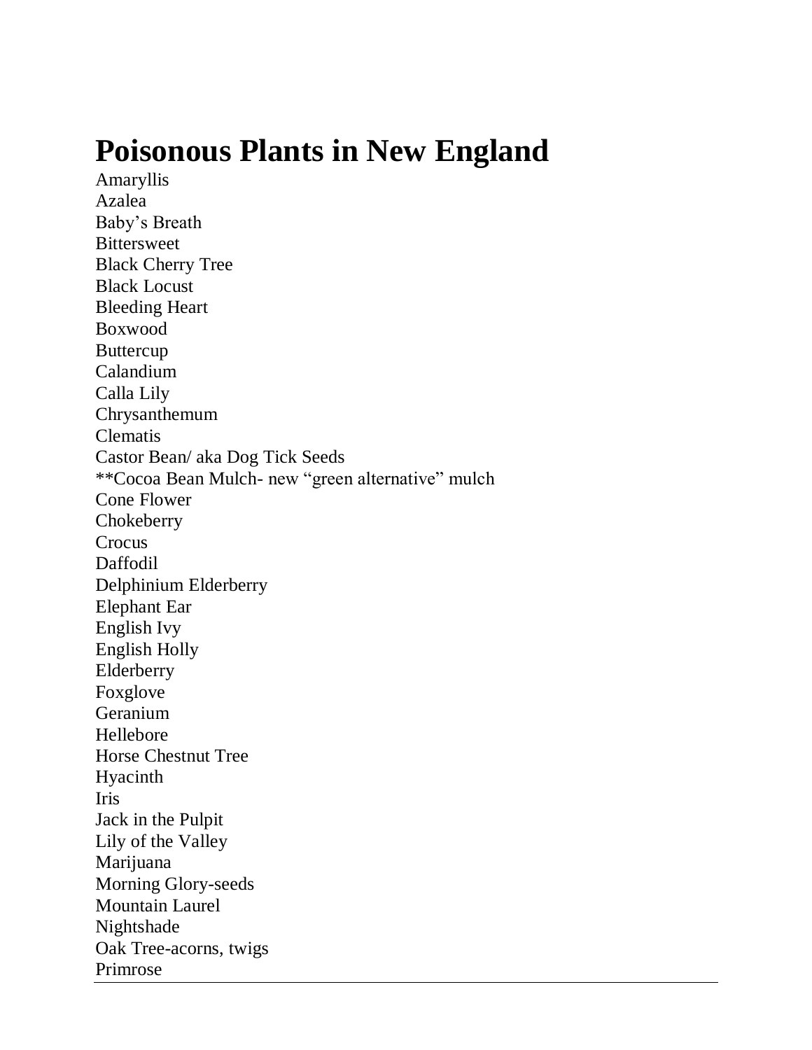# Poisonous Plants in New England

Amaryllis
Azalea
Baby's Breath
Bittersweet
Black Cherry Tree
Black Locust
Bleeding Heart
Boxwood
Buttercup
Calandium
Calla Lily
Chrysanthemum
Clematis
Castor Bean/ aka Dog Tick Seeds
**Cocoa Bean Mulch- new "green alternative" mulch
Cone Flower
Chokeberry
Crocus
Daffodil
Delphinium Elderberry
Elephant Ear
English Ivy
English Holly
Elderberry
Foxglove
Geranium
Hellebore
Horse Chestnut Tree
Hyacinth
Iris
Jack in the Pulpit
Lily of the Valley
Marijuana
Morning Glory-seeds
Mountain Laurel
Nightshade
Oak Tree-acorns, twigs
Primrose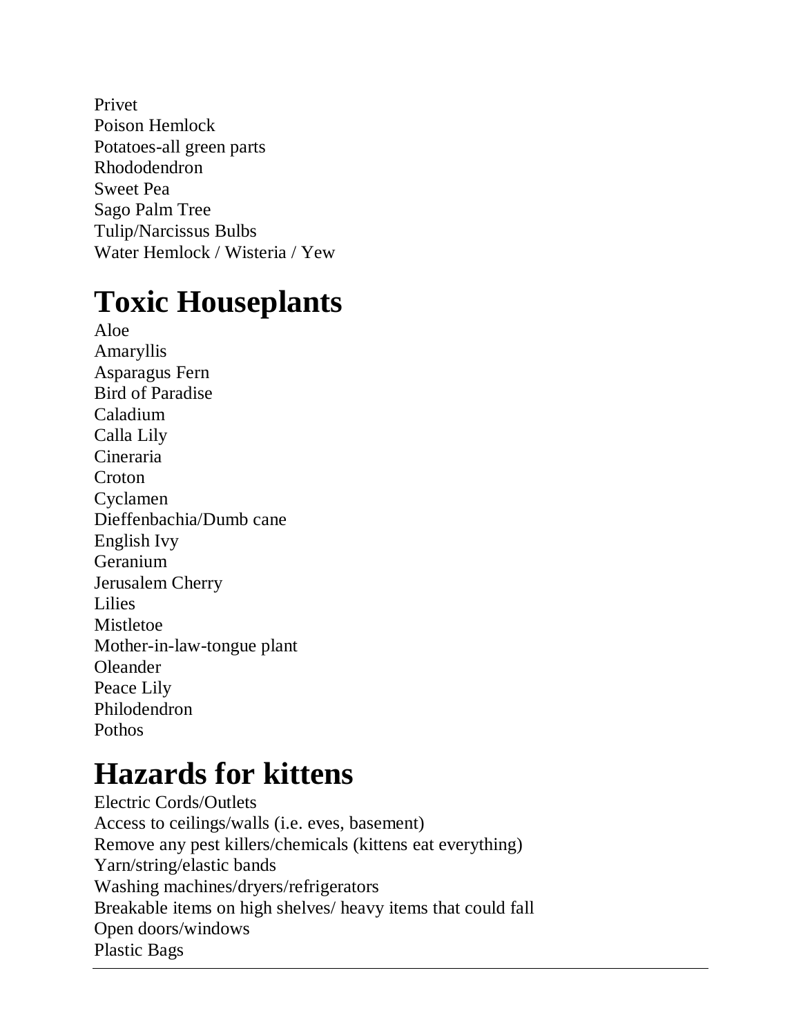Privet
Poison Hemlock
Potatoes-all green parts
Rhododendron
Sweet Pea
Sago Palm Tree
Tulip/Narcissus Bulbs
Water Hemlock / Wisteria / Yew

# Toxic Houseplants

Aloe
Amaryllis
Asparagus Fern
Bird of Paradise
Caladium
Calla Lily
Cineraria
Croton
Cyclamen
Dieffenbachia/Dumb cane
English Ivy
Geranium
Jerusalem Cherry
Lilies
Mistletoe
Mother-in-law-tongue plant
Oleander
Peace Lily
Philodendron
Pothos

# Hazards for kittens

Electric Cords/Outlets
Access to ceilings/walls (i.e. eves, basement)
Remove any pest killers/chemicals (kittens eat everything)
Yarn/string/elastic bands
Washing machines/dryers/refrigerators
Breakable items on high shelves/ heavy items that could fall
Open doors/windows
Plastic Bags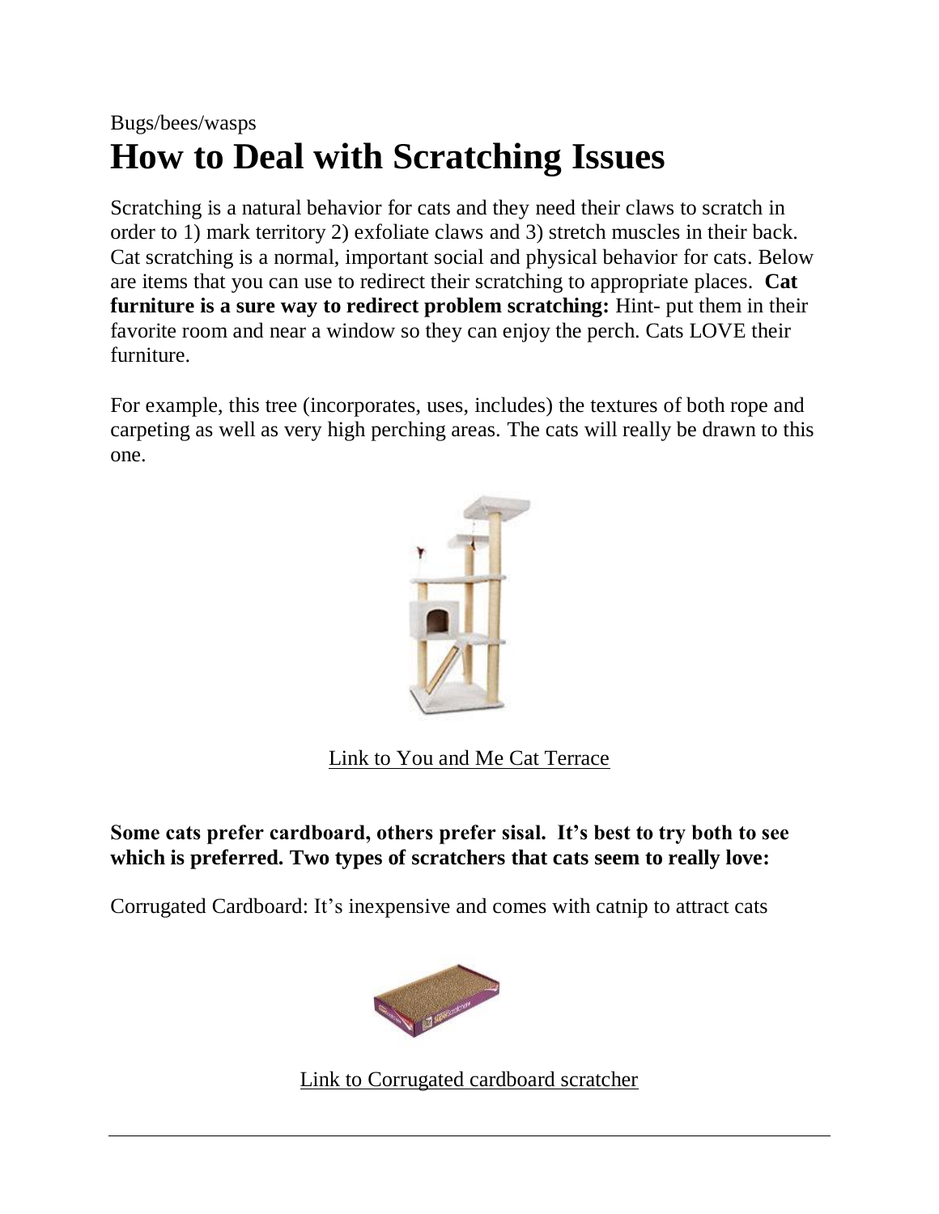Bugs/bees/wasps

# How to Deal with Scratching Issues

Scratching is a natural behavior for cats and they need their claws to scratch in order to 1) mark territory 2) exfoliate claws and 3) stretch muscles in their back. Cat scratching is a normal, important social and physical behavior for cats. Below are items that you can use to redirect their scratching to appropriate places. **Cat furniture is a sure way to redirect problem scratching:** Hint- put them in their favorite room and near a window so they can enjoy the perch. Cats LOVE their furniture.

For example, this tree (incorporates, uses, includes) the textures of both rope and carpeting as well as very high perching areas. The cats will really be drawn to this one.

Link to You and Me Cat Terrace

**Some cats prefer cardboard, others prefer sisal. It's best to try both to see which is preferred. Two types of scratchers that cats seem to really love:**

Corrugated Cardboard: It's inexpensive and comes with catnip to attract cats

Link to Corrugated cardboard scratcher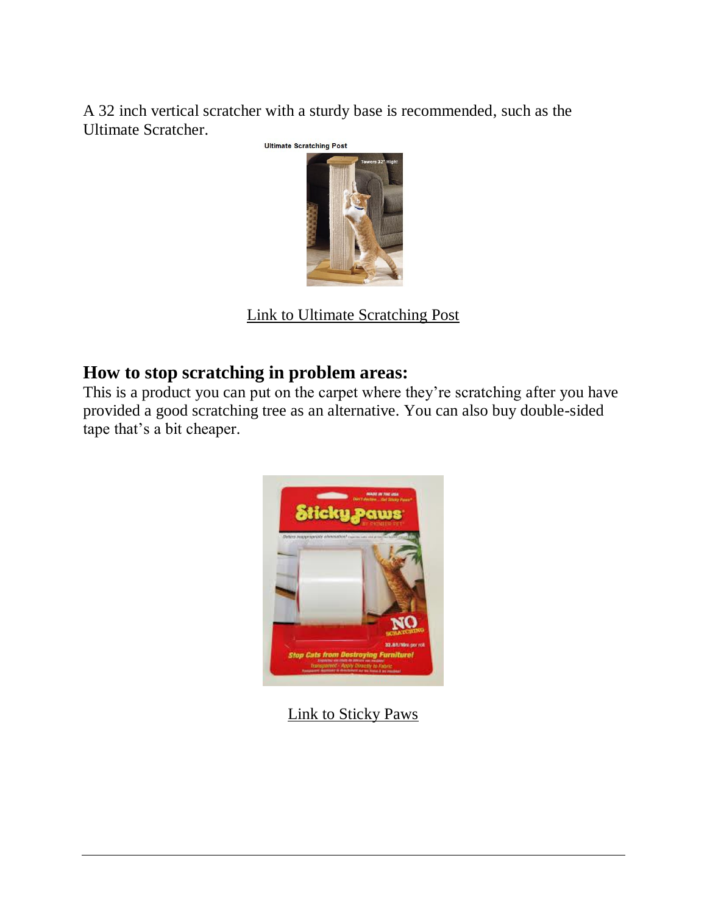A 32 inch vertical scratcher with a sturdy base is recommended, such as the Ultimate Scratcher.

Ultimate Scratching Post

Link to Ultimate Scratching Post

## How to stop scratching in problem areas:

This is a product you can put on the carpet where they're scratching after you have provided a good scratching tree as an alternative. You can also buy double-sided tape that's a bit cheaper.

Link to Sticky Paws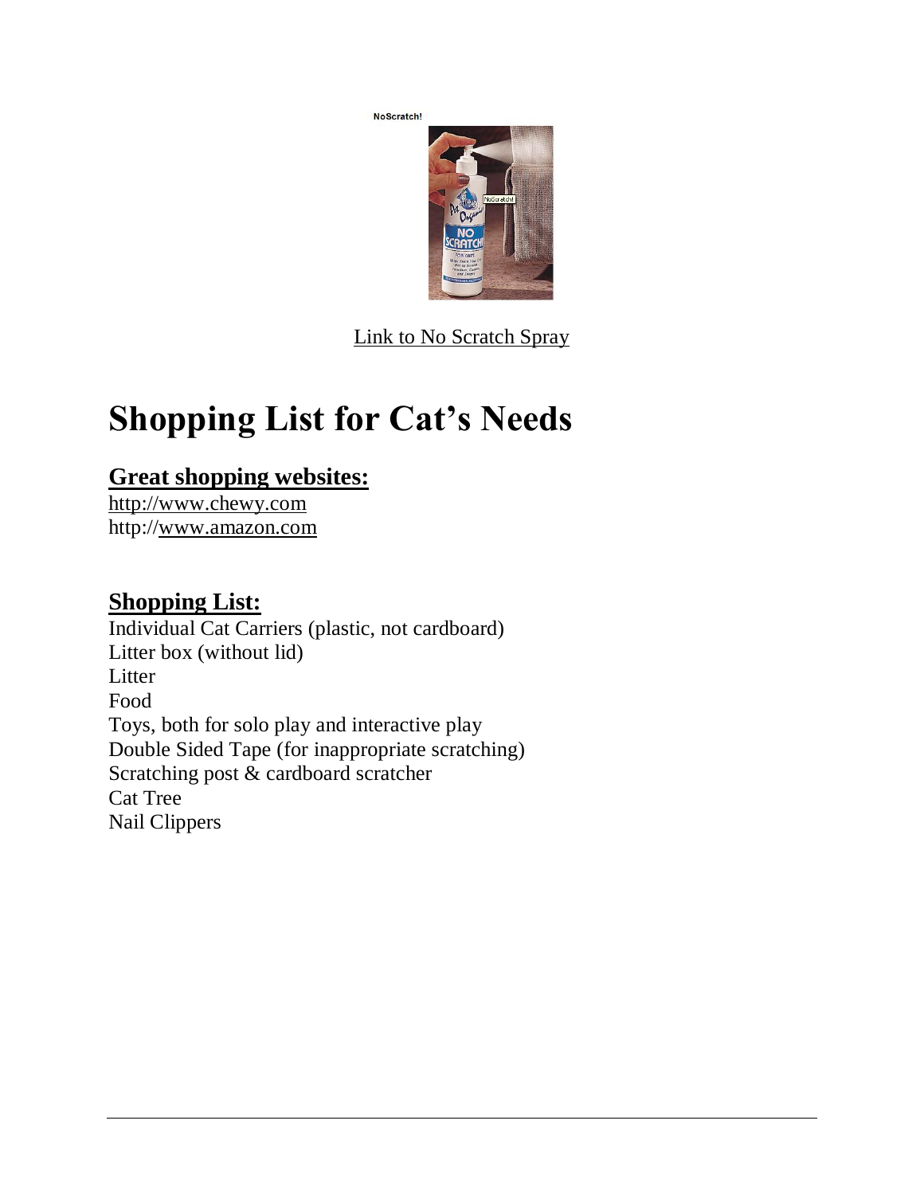NoScratch!

Link to No Scratch Spray

# Shopping List for Cat's Needs

## Great shopping websites:

http://www.chewy.com
http://www.amazon.com

## Shopping List:

Individual Cat Carriers (plastic, not cardboard)
Litter box (without lid)
Litter
Food
Toys, both for solo play and interactive play
Double Sided Tape (for inappropriate scratching)
Scratching post & cardboard scratcher
Cat Tree
Nail Clippers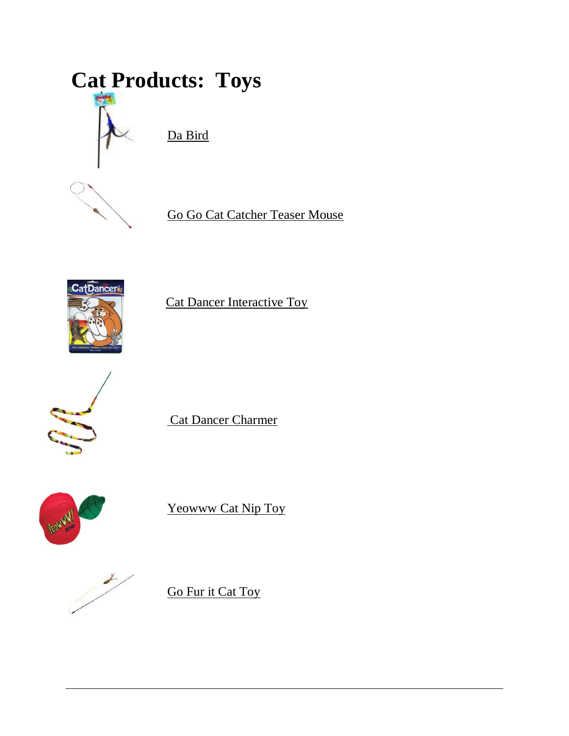# Cat Products: Toys

Da Bird

Go Go Cat Catcher Teaser Mouse

Cat Dancer Interactive Toy

Cat Dancer Charmer

Yeowww Cat Nip Toy

Go Fur it Cat Toy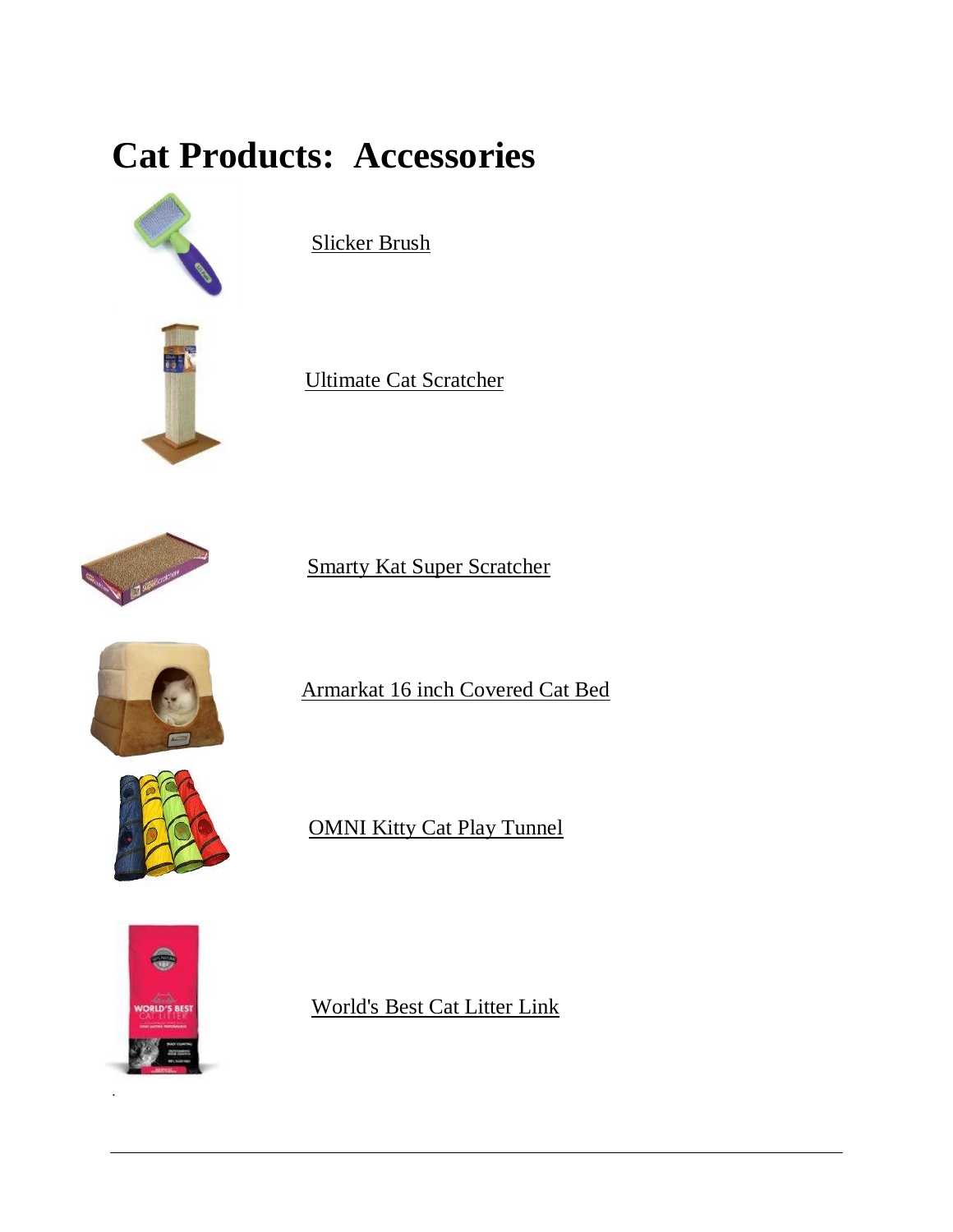# Cat Products: Accessories

Slicker Brush

Ultimate Cat Scratcher

Smarty Kat Super Scratcher

Armarkat 16 inch Covered Cat Bed

OMNI Kitty Cat Play Tunnel

World's Best Cat Litter Link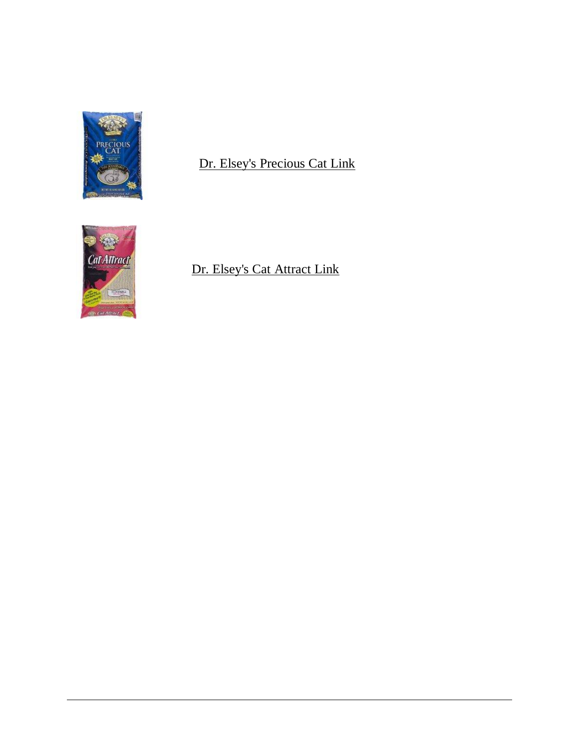Dr. Elsey's Precious Cat Link

Dr. Elsey's Cat Attract Link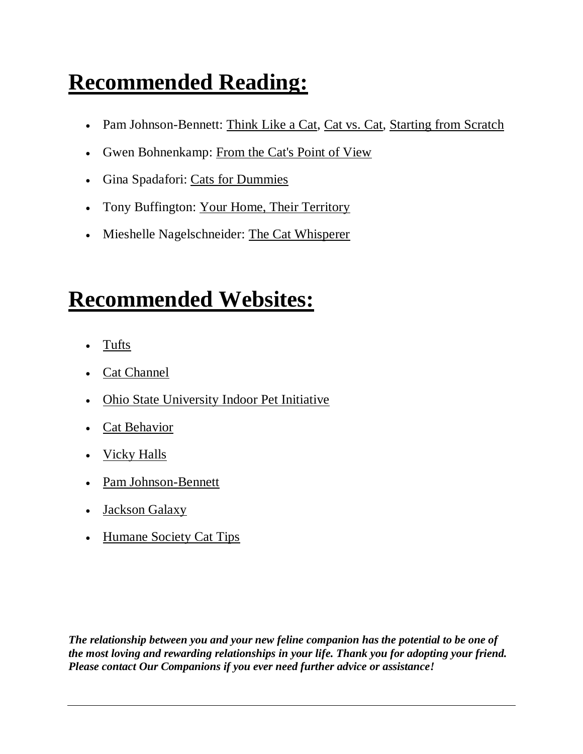# **Recommended Reading:**

- Pam Johnson-Bennett: Think Like a Cat, Cat vs. Cat, Starting from Scratch
- Gwen Bohnenkamp: From the Cat's Point of View
- Gina Spadafori: Cats for Dummies
- Tony Buffington: Your Home, Their Territory
- Mieshelle Nagelschneider: The Cat Whisperer

# **Recommended Websites:**

- Tufts
- Cat Channel
- Ohio State University Indoor Pet Initiative
- Cat Behavior
- Vicky Halls
- Pam Johnson-Bennett
- Jackson Galaxy
- Humane Society Cat Tips

***The relationship between you and your new feline companion has the potential to be one of the most loving and rewarding relationships in your life. Thank you for adopting your friend. Please contact Our Companions if you ever need further advice or assistance!***